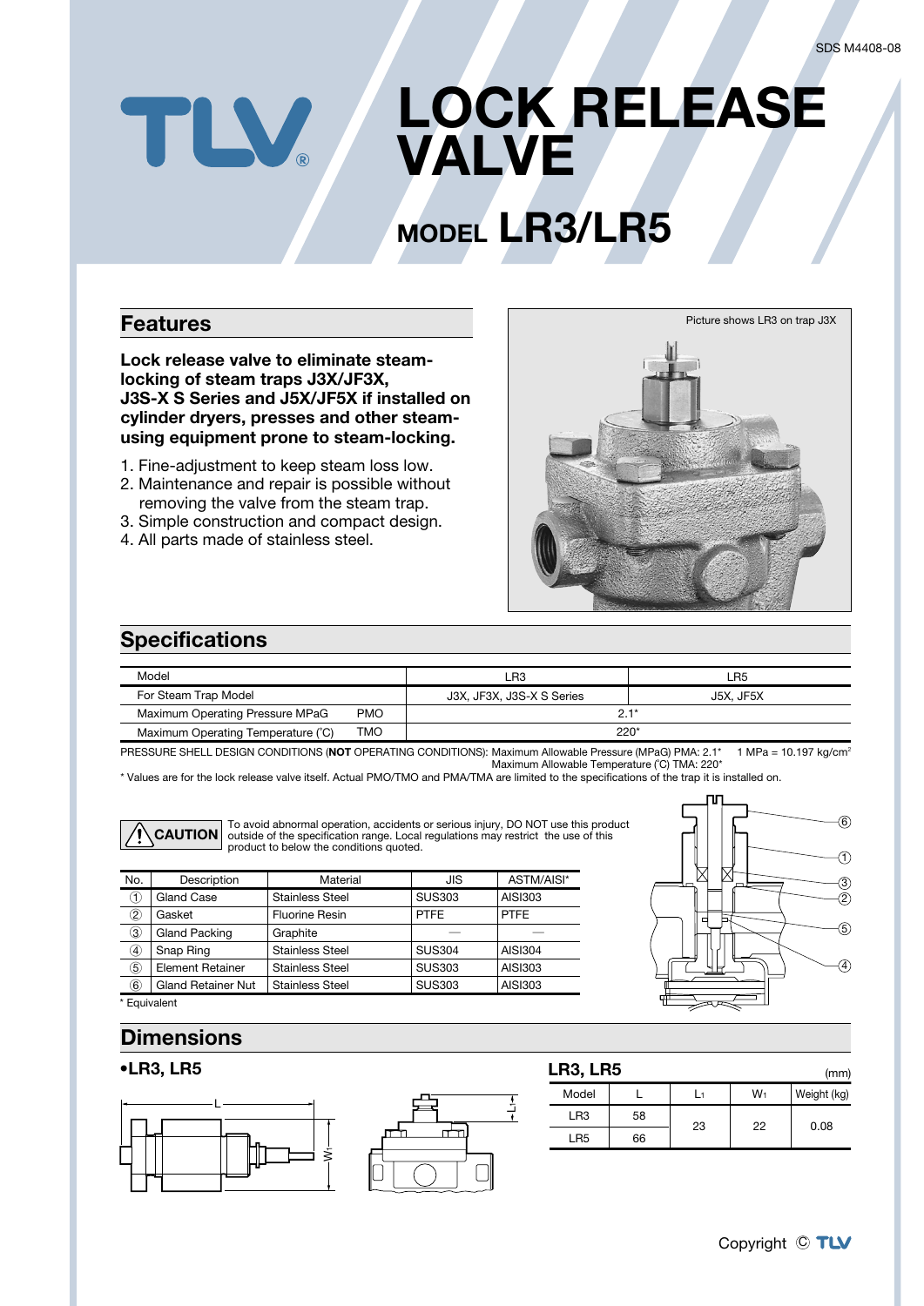# LOCK RELEASE VALVE

## MODEL LR3/LR5

## Features

**Lock release valve to eliminate steam-locking of steam traps J3X/JF3X, J3S-X S Series and J5X/JF5X if installed on cylinder dryers, presses and other steam-using equipment prone to steam-locking.**

1. Fine-adjustment to keep steam loss low.
2. Maintenance and repair is possible without removing the valve from the steam trap.
3. Simple construction and compact design.
4. All parts made of stainless steel.

Picture shows LR3 on trap J3X

## Specifications

| Model | | LR3 | LR5 |
|---|---|---|---|
| For Steam Trap Model | | J3X, JF3X, J3S-X S Series | J5X, JF5X |
| Maximum Operating Pressure MPaG | PMO | 2.1* | |
| Maximum Operating Temperature (°C) | TMO | 220* | |

PRESSURE SHELL DESIGN CONDITIONS (**NOT** OPERATING CONDITIONS): Maximum Allowable Pressure (MPaG) PMA: 2.1* 1 MPa = 10.197 kg/cm²
Maximum Allowable Temperature (°C) TMA: 220*

\* Values are for the lock release valve itself. Actual PMO/TMO and PMA/TMA are limited to the specifications of the trap it is installed on.

**CAUTION** To avoid abnormal operation, accidents or serious injury, DO NOT use this product outside of the specification range. Local regulations may restrict the use of this product to below the conditions quoted.

| No. | Description | Material | JIS | ASTM/AISI* |
|---|---|---|---|---|
| ① | Gland Case | Stainless Steel | SUS303 | AISI303 |
| ② | Gasket | Fluorine Resin | PTFE | PTFE |
| ③ | Gland Packing | Graphite | — | — |
| ④ | Snap Ring | Stainless Steel | SUS304 | AISI304 |
| ⑤ | Element Retainer | Stainless Steel | SUS303 | AISI303 |
| ⑥ | Gland Retainer Nut | Stainless Steel | SUS303 | AISI303 |

\* Equivalent

## Dimensions

**•LR3, LR5**

**LR3, LR5** (mm)

| Model | L | $L_1$ | $W_1$ | Weight (kg) |
|---|---|---|---|---|
| LR3 | 58 | 23 | 22 | 0.08 |
| LR5 | 66 | | | |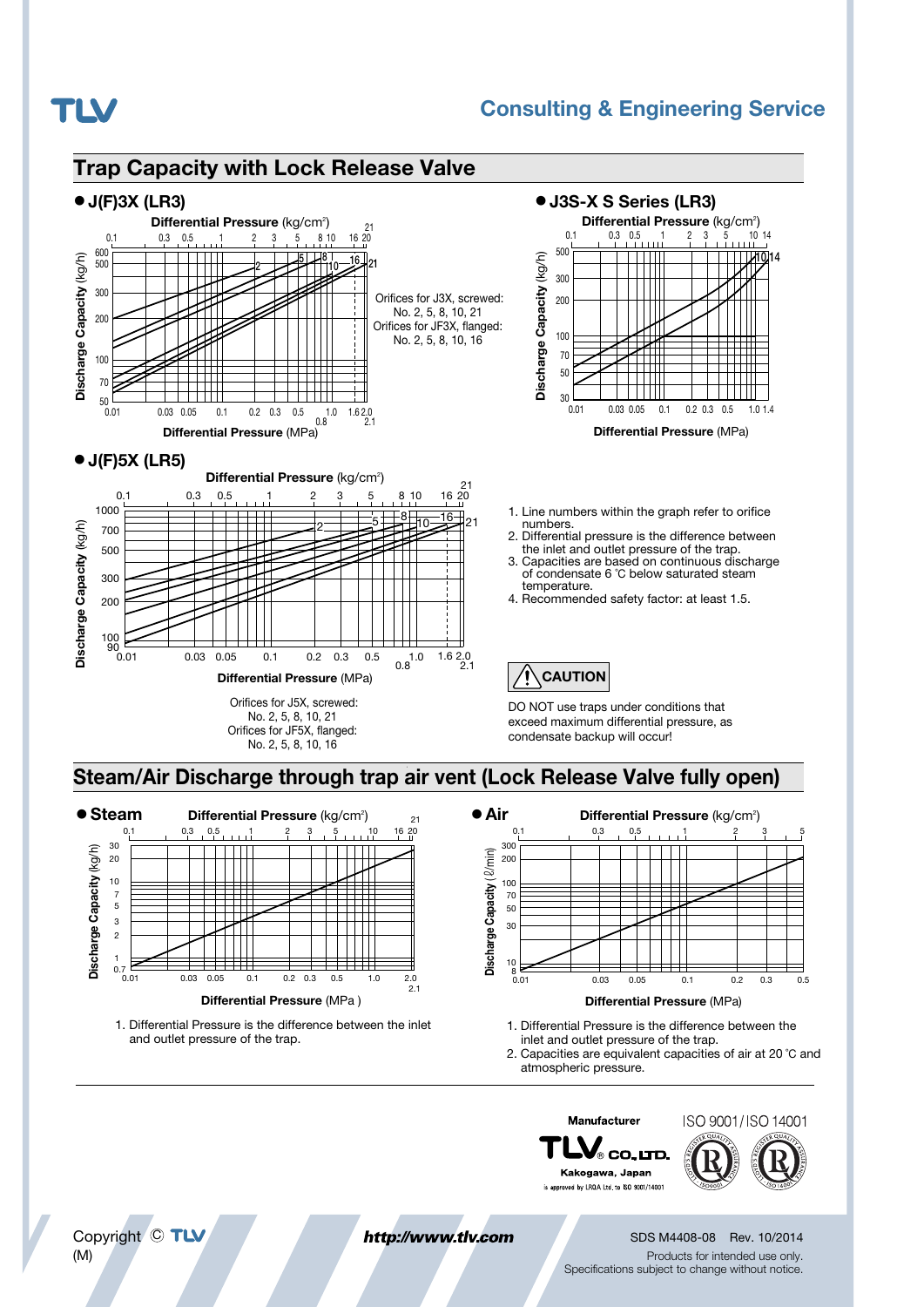## Trap Capacity with Lock Release Valve

### ● J(F)3X (LR3)

Differential Pressure (kg/cm²)

0.1 0.3 0.5 1 2 3 5 8 10 16 20 21

Discharge Capacity (kg/h)

600 500 300 200 100 70 50

2 5 8 10 16 21

0.01 0.03 0.05 0.1 0.2 0.3 0.5 0.8 1.0 1.6 2.0 2.1

Differential Pressure (MPa)

Orifices for J3X, screwed:
No. 2, 5, 8, 10, 21
Orifices for JF3X, flanged:
No. 2, 5, 8, 10, 16

### ● J3S-X S Series (LR3)

Differential Pressure (kg/cm²)

0.1 0.3 0.5 1 2 3 5 10 14

Discharge Capacity (kg/h)

500 300 200 100 70 50 30

10 14

0.01 0.03 0.05 0.1 0.2 0.3 0.5 1.0 1.4

Differential Pressure (MPa)

### ● J(F)5X (LR5)

Differential Pressure (kg/cm²)

0.1 0.3 0.5 1 2 3 5 8 10 16 20 21

Discharge Capacity (kg/h)

1000 700 500 300 200 100 90

2 5 8 10 16 21

0.01 0.03 0.05 0.1 0.2 0.3 0.5 0.8 1.0 1.6 2.0 2.1

Differential Pressure (MPa)

Orifices for J5X, screwed:
No. 2, 5, 8, 10, 21
Orifices for JF5X, flanged:
No. 2, 5, 8, 10, 16

1. Line numbers within the graph refer to orifice numbers.
2. Differential pressure is the difference between the inlet and outlet pressure of the trap.
3. Capacities are based on continuous discharge of condensate 6 °C below saturated steam temperature.
4. Recommended safety factor: at least 1.5.

**CAUTION**

DO NOT use traps under conditions that exceed maximum differential pressure, as condensate backup will occur!

## Steam/Air Discharge through trap air vent (Lock Release Valve fully open)

### ● Steam

Differential Pressure (kg/cm²)

0.1 0.3 0.5 1 2 3 5 10 16 20 21

Discharge Capacity (kg/h)

30 20 10 7 5 3 2 1 0.7

0.01 0.03 0.05 0.1 0.2 0.3 0.5 1.0 2.0 2.1

Differential Pressure (MPa)

1. Differential Pressure is the difference between the inlet and outlet pressure of the trap.

### ● Air

Differential Pressure (kg/cm²)

0.1 0.3 0.5 1 2 3 5

Discharge Capacity (ℓ/min)

300 200 100 70 50 30 10 8

0.01 0.03 0.05 0.1 0.2 0.3 0.5

Differential Pressure (MPa)

1. Differential Pressure is the difference between the inlet and outlet pressure of the trap.
2. Capacities are equivalent capacities of air at 20 °C and atmospheric pressure.

Manufacturer

TLV® CO., LTD.
Kakogawa, Japan
is approved by LRQA Ltd. to ISO 9001/14001

ISO 9001/ISO 14001

Copyright © TLV
(M)

http://www.tlv.com

SDS M4408-08 Rev. 10/2014

Products for intended use only.
Specifications subject to change without notice.